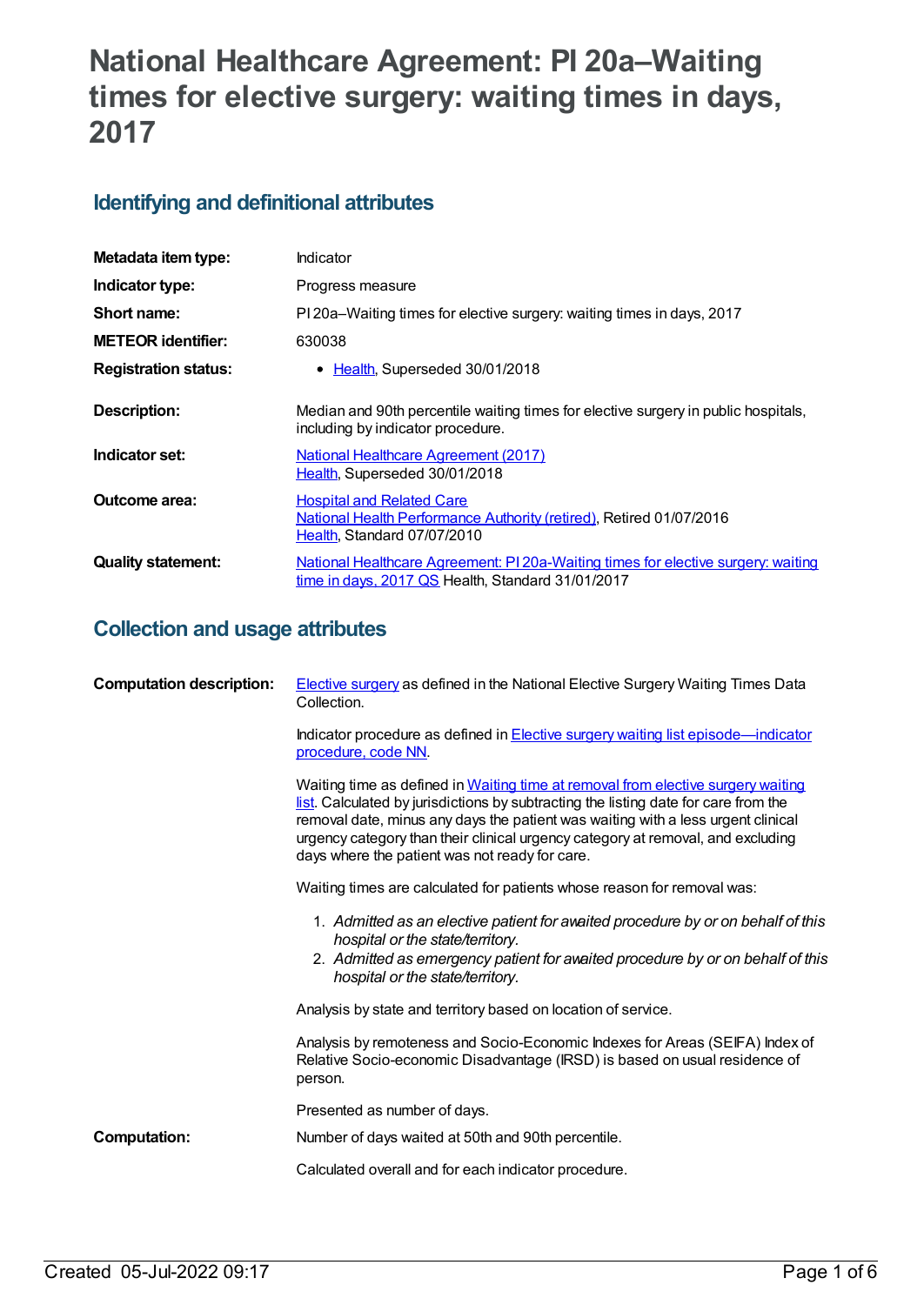# National Healthcare Agreement: PI 20a–Waiting times for elective surgery: waiting times in days, 2017

## Identifying and definitional attributes

| | |
|---|---|
| **Metadata item type:** | Indicator |
| **Indicator type:** | Progress measure |
| **Short name:** | PI 20a–Waiting times for elective surgery: waiting times in days, 2017 |
| **METEOR identifier:** | 630038 |
| **Registration status:** | • Health, Superseded 30/01/2018 |
| **Description:** | Median and 90th percentile waiting times for elective surgery in public hospitals, including by indicator procedure. |
| **Indicator set:** | National Healthcare Agreement (2017)<br>Health, Superseded 30/01/2018 |
| **Outcome area:** | Hospital and Related Care<br>National Health Performance Authority (retired), Retired 01/07/2016<br>Health, Standard 07/07/2010 |
| **Quality statement:** | National Healthcare Agreement: PI 20a-Waiting times for elective surgery: waiting time in days, 2017 QS Health, Standard 31/01/2017 |

## Collection and usage attributes

**Computation description:**

Elective surgery as defined in the National Elective Surgery Waiting Times Data Collection.

Indicator procedure as defined in Elective surgery waiting list episode—indicator procedure, code NN.

Waiting time as defined in Waiting time at removal from elective surgery waiting list. Calculated by jurisdictions by subtracting the listing date for care from the removal date, minus any days the patient was waiting with a less urgent clinical urgency category than their clinical urgency category at removal, and excluding days where the patient was not ready for care.

Waiting times are calculated for patients whose reason for removal was:

1. *Admitted as an elective patient for awaited procedure by or on behalf of this hospital or the state/territory.*
2. *Admitted as emergency patient for awaited procedure by or on behalf of this hospital or the state/territory.*

Analysis by state and territory based on location of service.

Analysis by remoteness and Socio-Economic Indexes for Areas (SEIFA) Index of Relative Socio-economic Disadvantage (IRSD) is based on usual residence of person.

Presented as number of days.

**Computation:**

Number of days waited at 50th and 90th percentile.

Calculated overall and for each indicator procedure.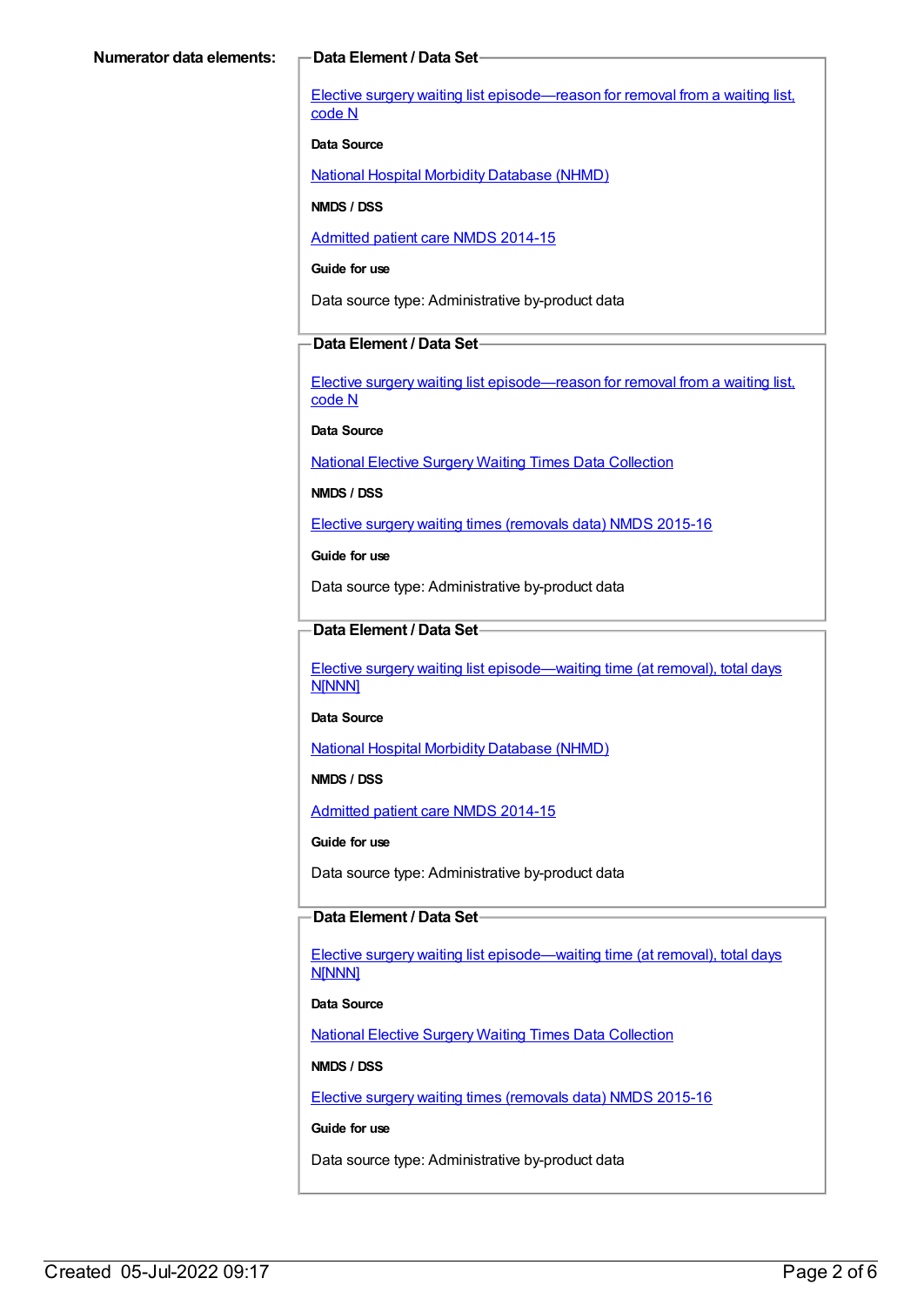**Numerator data elements:**

**Data Element / Data Set**

Elective surgery waiting list episode—reason for removal from a waiting list, code N

**Data Source**

National Hospital Morbidity Database (NHMD)

**NMDS / DSS**

Admitted patient care NMDS 2014-15

**Guide for use**

Data source type: Administrative by-product data

**Data Element / Data Set**

Elective surgery waiting list episode—reason for removal from a waiting list, code N

**Data Source**

National Elective Surgery Waiting Times Data Collection

**NMDS / DSS**

Elective surgery waiting times (removals data) NMDS 2015-16

**Guide for use**

Data source type: Administrative by-product data

**Data Element / Data Set**

Elective surgery waiting list episode—waiting time (at removal), total days N[NNN]

**Data Source**

National Hospital Morbidity Database (NHMD)

**NMDS / DSS**

Admitted patient care NMDS 2014-15

**Guide for use**

Data source type: Administrative by-product data

**Data Element / Data Set**

Elective surgery waiting list episode—waiting time (at removal), total days N[NNN]

**Data Source**

National Elective Surgery Waiting Times Data Collection

**NMDS / DSS**

Elective surgery waiting times (removals data) NMDS 2015-16

**Guide for use**

Data source type: Administrative by-product data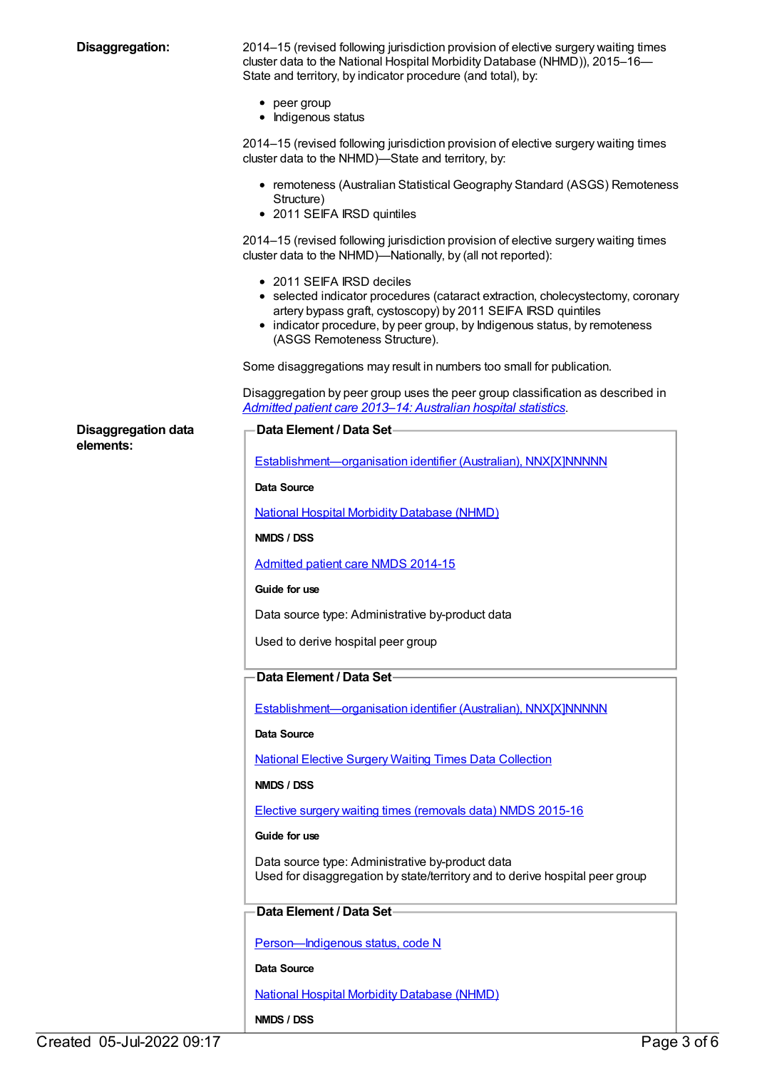**Disaggregation:**

2014–15 (revised following jurisdiction provision of elective surgery waiting times cluster data to the National Hospital Morbidity Database (NHMD)), 2015–16—State and territory, by indicator procedure (and total), by:

- peer group
- Indigenous status

2014–15 (revised following jurisdiction provision of elective surgery waiting times cluster data to the NHMD)—State and territory, by:

- remoteness (Australian Statistical Geography Standard (ASGS) Remoteness Structure)
- 2011 SEIFA IRSD quintiles

2014–15 (revised following jurisdiction provision of elective surgery waiting times cluster data to the NHMD)—Nationally, by (all not reported):

- 2011 SEIFA IRSD deciles
- selected indicator procedures (cataract extraction, cholecystectomy, coronary artery bypass graft, cystoscopy) by 2011 SEIFA IRSD quintiles
- indicator procedure, by peer group, by Indigenous status, by remoteness (ASGS Remoteness Structure).

Some disaggregations may result in numbers too small for publication.

Disaggregation by peer group uses the peer group classification as described in *Admitted patient care 2013–14: Australian hospital statistics*.

**Disaggregation data elements:**

**Data Element / Data Set**

Establishment—organisation identifier (Australian), NNX[X]NNNNN

**Data Source**

National Hospital Morbidity Database (NHMD)

**NMDS / DSS**

Admitted patient care NMDS 2014-15

**Guide for use**

Data source type: Administrative by-product data

Used to derive hospital peer group

**Data Element / Data Set**

Establishment—organisation identifier (Australian), NNX[X]NNNNN

**Data Source**

National Elective Surgery Waiting Times Data Collection

**NMDS / DSS**

Elective surgery waiting times (removals data) NMDS 2015-16

**Guide for use**

Data source type: Administrative by-product data
Used for disaggregation by state/territory and to derive hospital peer group

**Data Element / Data Set**

Person—Indigenous status, code N

**Data Source**

National Hospital Morbidity Database (NHMD)

**NMDS / DSS**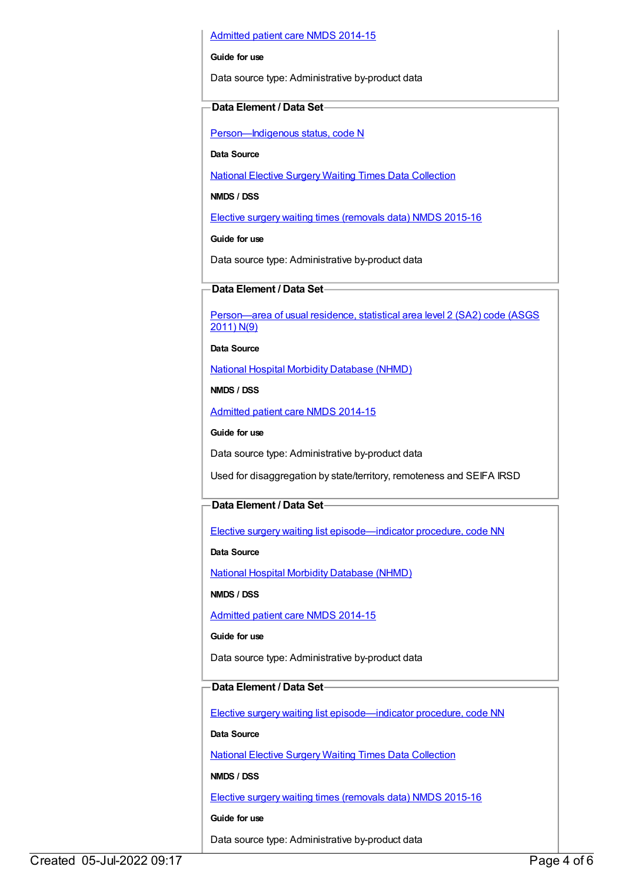Admitted patient care NMDS 2014-15

**Guide for use**

Data source type: Administrative by-product data

### Data Element / Data Set

Person—Indigenous status, code N

**Data Source**

National Elective Surgery Waiting Times Data Collection

**NMDS / DSS**

Elective surgery waiting times (removals data) NMDS 2015-16

**Guide for use**

Data source type: Administrative by-product data

### Data Element / Data Set

Person—area of usual residence, statistical area level 2 (SA2) code (ASGS 2011) N(9)

**Data Source**

National Hospital Morbidity Database (NHMD)

**NMDS / DSS**

Admitted patient care NMDS 2014-15

**Guide for use**

Data source type: Administrative by-product data

Used for disaggregation by state/territory, remoteness and SEIFA IRSD

### Data Element / Data Set

Elective surgery waiting list episode—indicator procedure, code NN

**Data Source**

National Hospital Morbidity Database (NHMD)

**NMDS / DSS**

Admitted patient care NMDS 2014-15

**Guide for use**

Data source type: Administrative by-product data

### Data Element / Data Set

Elective surgery waiting list episode—indicator procedure, code NN

**Data Source**

National Elective Surgery Waiting Times Data Collection

**NMDS / DSS**

Elective surgery waiting times (removals data) NMDS 2015-16

**Guide for use**

Data source type: Administrative by-product data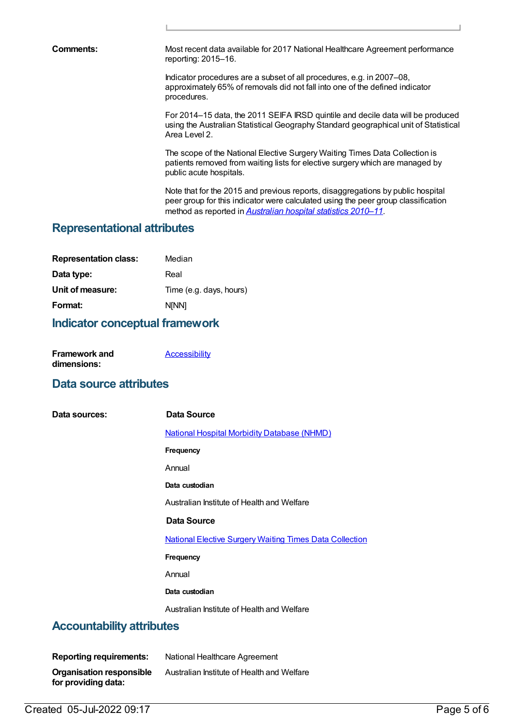**Comments:**

Most recent data available for 2017 National Healthcare Agreement performance reporting: 2015–16.

Indicator procedures are a subset of all procedures, e.g. in 2007–08, approximately 65% of removals did not fall into one of the defined indicator procedures.

For 2014–15 data, the 2011 SEIFA IRSD quintile and decile data will be produced using the Australian Statistical Geography Standard geographical unit of Statistical Area Level 2.

The scope of the National Elective Surgery Waiting Times Data Collection is patients removed from waiting lists for elective surgery which are managed by public acute hospitals.

Note that for the 2015 and previous reports, disaggregations by public hospital peer group for this indicator were calculated using the peer group classification method as reported in *Australian hospital statistics 2010–11*.

## Representational attributes

**Representation class:** Median

**Data type:** Real

**Unit of measure:** Time (e.g. days, hours)

**Format:** N[NN]

## Indicator conceptual framework

**Framework and dimensions:** Accessibility

## Data source attributes

**Data sources:**

**Data Source**

National Hospital Morbidity Database (NHMD)

**Frequency**

Annual

**Data custodian**

Australian Institute of Health and Welfare

**Data Source**

National Elective Surgery Waiting Times Data Collection

**Frequency**

Annual

**Data custodian**

Australian Institute of Health and Welfare

## Accountability attributes

**Reporting requirements:** National Healthcare Agreement

**Organisation responsible for providing data:** Australian Institute of Health and Welfare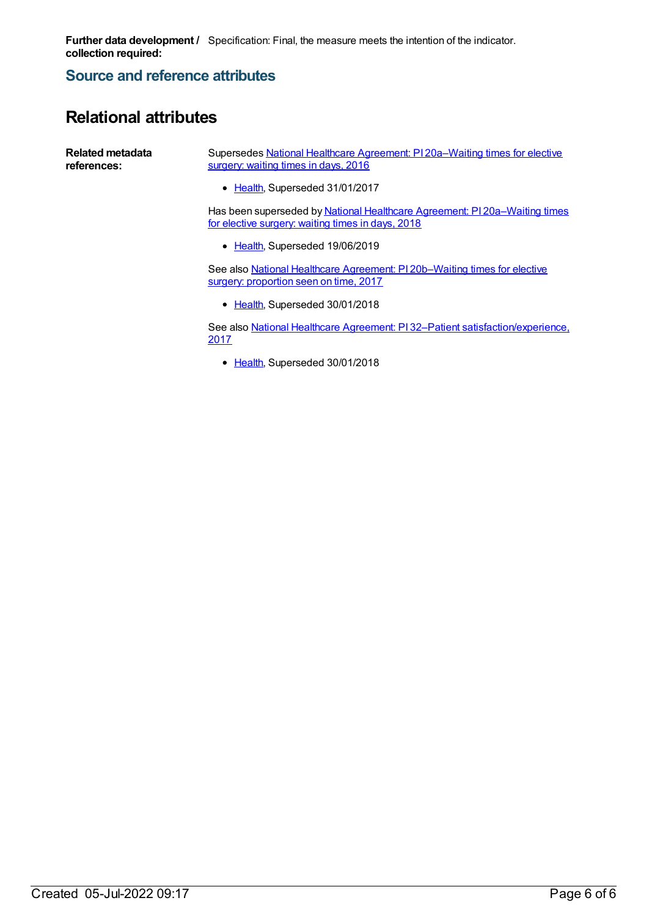**Further data development / collection required:** Specification: Final, the measure meets the intention of the indicator.

## Source and reference attributes

# Relational attributes

**Related metadata references:**

Supersedes National Healthcare Agreement: PI 20a–Waiting times for elective surgery: waiting times in days, 2016

- Health, Superseded 31/01/2017

Has been superseded by National Healthcare Agreement: PI 20a–Waiting times for elective surgery: waiting times in days, 2018

- Health, Superseded 19/06/2019

See also National Healthcare Agreement: PI 20b–Waiting times for elective surgery: proportion seen on time, 2017

- Health, Superseded 30/01/2018

See also National Healthcare Agreement: PI 32–Patient satisfaction/experience, 2017

- Health, Superseded 30/01/2018